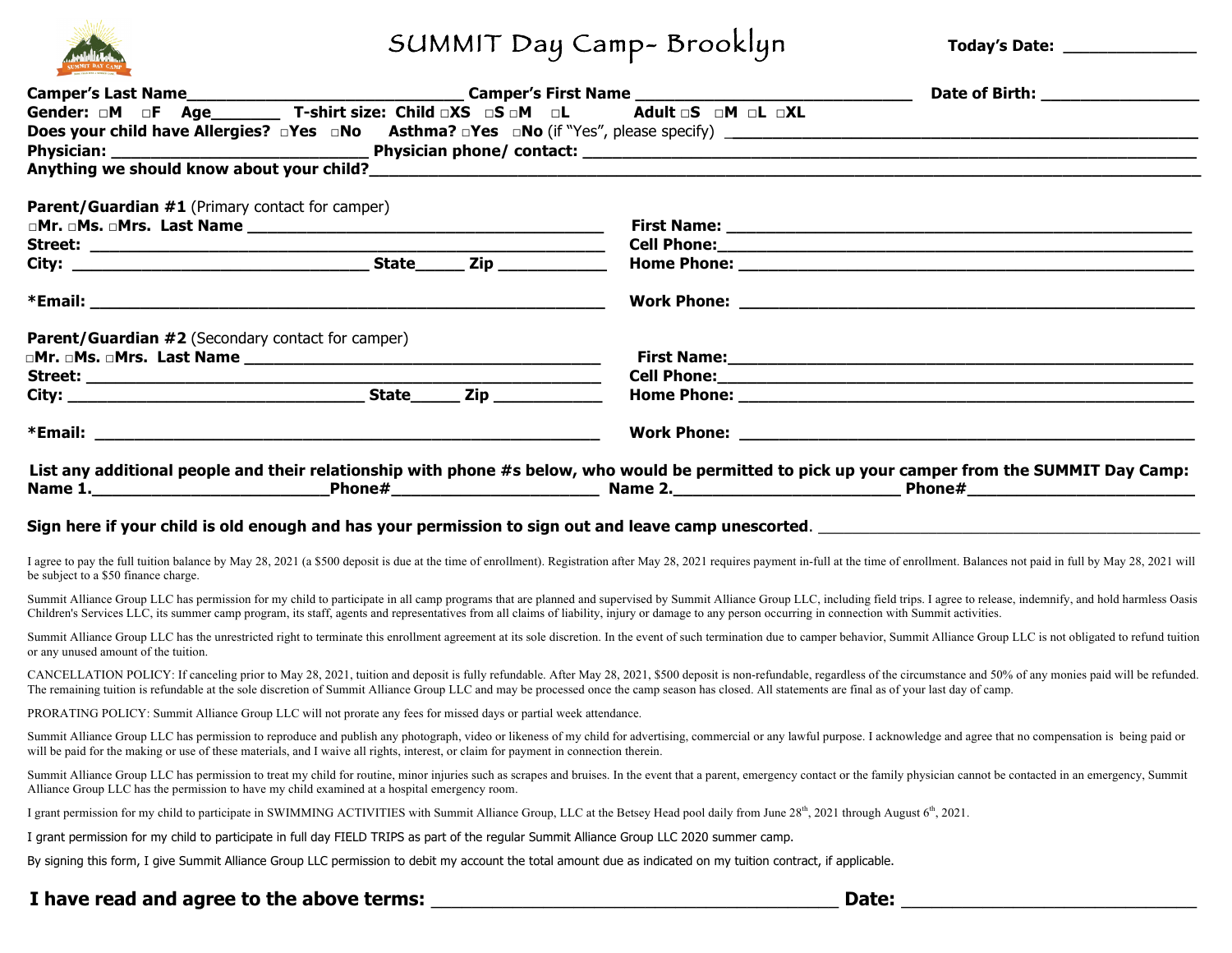# SUMMIT Day Camp- Brooklyn

**Today's Date:** ______________

**Camper's Last Name**______________________________ **Camper's First Name** ______________________________ **Date of Birth:** _________________

**Gender:** □**M** □**F** **Age**_______ **T-shirt size: Child** □**XS** □**S** □**M** □**L** **Adult** □**S** □**M** □**L** □**XL**

**Does your child have Allergies?** □**Yes** □**No** **Asthma?** □**Yes** □**No** (if "Yes", please specify) ____________________________________________________

**Physician:** ____________________________ **Physician phone/ contact:** ____________________________________________________________

**Anything we should know about your child?**______________________________________________________________________________

**Parent/Guardian #1** (Primary contact for camper)

□**Mr.** □**Ms.** □**Mrs. Last Name** ________________________________________ **First Name:** ____________________________________________________

**Street:** ____________________________________________________________ **Cell Phone:**_____________________________________________________

**City:** ________________________________ **State**_____ **Zip** ___________ **Home Phone:** ___________________________________________________

***Email:** ____________________________________________________________ **Work Phone:** ___________________________________________________

**Parent/Guardian #2** (Secondary contact for camper)

□**Mr.** □**Ms.** □**Mrs. Last Name** ________________________________________ **First Name:**____________________________________________________

**Street:** ____________________________________________________________ **Cell Phone:**_____________________________________________________

**City:** ________________________________ **State**_____ **Zip** ___________ **Home Phone:** ___________________________________________________

***Email:** ____________________________________________________________ **Work Phone:** ___________________________________________________

**List any additional people and their relationship with phone #s below, who would be permitted to pick up your camper from the SUMMIT Day Camp:**

**Name 1.**_________________________**Phone#**______________________ **Name 2.**_________________________ **Phone#**_______________________

**Sign here if your child is old enough and has your permission to sign out and leave camp unescorted**. ___________________________________________

I agree to pay the full tuition balance by May 28, 2021 (a $500 deposit is due at the time of enrollment). Registration after May 28, 2021 requires payment in-full at the time of enrollment. Balances not paid in full by May 28, 2021 will be subject to a $50 finance charge.

Summit Alliance Group LLC has permission for my child to participate in all camp programs that are planned and supervised by Summit Alliance Group LLC, including field trips. I agree to release, indemnify, and hold harmless Oasis Children's Services LLC, its summer camp program, its staff, agents and representatives from all claims of liability, injury or damage to any person occurring in connection with Summit activities.

Summit Alliance Group LLC has the unrestricted right to terminate this enrollment agreement at its sole discretion. In the event of such termination due to camper behavior, Summit Alliance Group LLC is not obligated to refund tuition or any unused amount of the tuition.

CANCELLATION POLICY: If canceling prior to May 28, 2021, tuition and deposit is fully refundable. After May 28, 2021, $500 deposit is non-refundable, regardless of the circumstance and 50% of any monies paid will be refunded. The remaining tuition is refundable at the sole discretion of Summit Alliance Group LLC and may be processed once the camp season has closed. All statements are final as of your last day of camp.

PRORATING POLICY: Summit Alliance Group LLC will not prorate any fees for missed days or partial week attendance.

Summit Alliance Group LLC has permission to reproduce and publish any photograph, video or likeness of my child for advertising, commercial or any lawful purpose. I acknowledge and agree that no compensation is being paid or will be paid for the making or use of these materials, and I waive all rights, interest, or claim for payment in connection therein.

Summit Alliance Group LLC has permission to treat my child for routine, minor injuries such as scrapes and bruises. In the event that a parent, emergency contact or the family physician cannot be contacted in an emergency, Summit Alliance Group LLC has the permission to have my child examined at a hospital emergency room.

I grant permission for my child to participate in SWIMMING ACTIVITIES with Summit Alliance Group, LLC at the Betsey Head pool daily from June 28th, 2021 through August 6th, 2021.

I grant permission for my child to participate in full day FIELD TRIPS as part of the regular Summit Alliance Group LLC 2020 summer camp.

By signing this form, I give Summit Alliance Group LLC permission to debit my account the total amount due as indicated on my tuition contract, if applicable.

**I have read and agree to the above terms:** ______________________________________ **Date:** ___________________________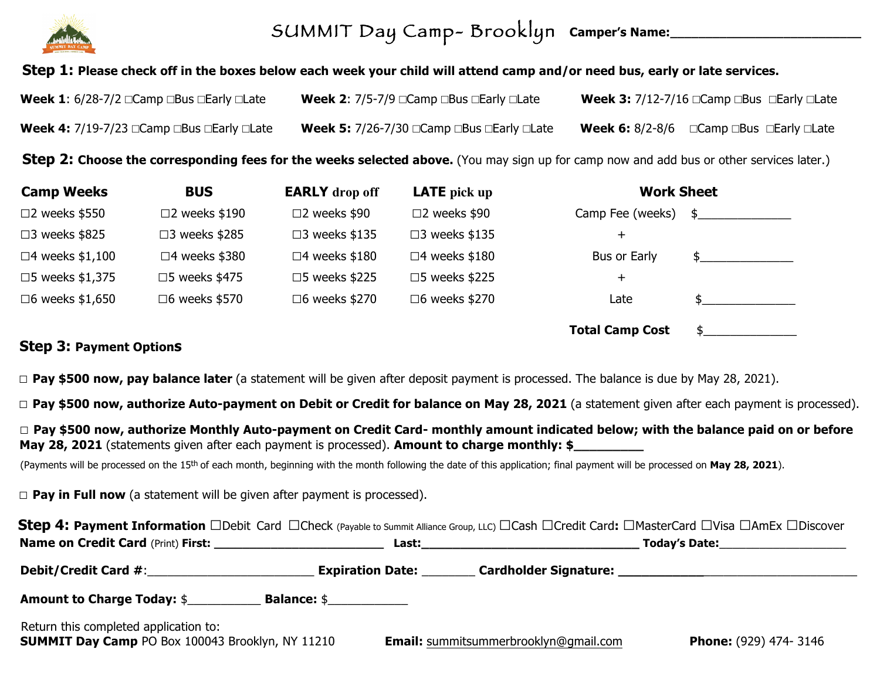# SUMMIT Day Camp- Brooklyn

**Camper's Name:**\_\_\_\_\_\_\_\_\_\_\_\_\_\_\_\_\_\_\_\_\_\_\_\_

**Step 1: Please check off in the boxes below each week your child will attend camp and/or need bus, early or late services.**

**Week 1**: 6/28-7/2 □Camp □Bus □Early □Late **Week 2**: 7/5-7/9 □Camp □Bus □Early □Late **Week 3:** 7/12-7/16 □Camp □Bus □Early □Late

**Week 4:** 7/19-7/23 □Camp □Bus □Early □Late **Week 5:** 7/26-7/30 □Camp □Bus □Early □Late **Week 6:** 8/2-8/6 □Camp □Bus □Early □Late

**Step 2: Choose the corresponding fees for the weeks selected above.** (You may sign up for camp now and add bus or other services later.)

| Camp Weeks | BUS | EARLY drop off | LATE pick up |
|---|---|---|---|
| ☐2 weeks $550 | ☐2 weeks $190 | ☐2 weeks $90 | ☐2 weeks $90 |
| ☐3 weeks $825 | ☐3 weeks $285 | ☐3 weeks $135 | ☐3 weeks $135 |
| ☐4 weeks $1,100 | ☐4 weeks $380 | ☐4 weeks $180 | ☐4 weeks $180 |
| ☐5 weeks $1,375 | ☐5 weeks $475 | ☐5 weeks $225 | ☐5 weeks $225 |
| ☐6 weeks $1,650 | ☐6 weeks $570 | ☐6 weeks $270 | ☐6 weeks $270 |

**Work Sheet**

Camp Fee (weeks) $\_\_\_\_\_\_\_\_\_\_\_\_\_\_

\+

Bus or Early $\_\_\_\_\_\_\_\_\_\_\_\_\_\_

\+

Late $\_\_\_\_\_\_\_\_\_\_\_\_\_\_

**Total Camp Cost** $\_\_\_\_\_\_\_\_\_\_\_\_\_\_

**Step 3: Payment Options**

□ **Pay $500 now, pay balance later** (a statement will be given after deposit payment is processed. The balance is due by May 28, 2021).

□ **Pay $500 now, authorize Auto-payment on Debit or Credit for balance on May 28, 2021** (a statement given after each payment is processed).

□ **Pay $500 now, authorize Monthly Auto-payment on Credit Card- monthly amount indicated below; with the balance paid on or before May 28, 2021** (statements given after each payment is processed). **Amount to charge monthly: $\_\_\_\_\_\_\_\_\_\_**

(Payments will be processed on the 15th of each month, beginning with the month following the date of this application; final payment will be processed on **May 28, 2021**).

□ **Pay in Full now** (a statement will be given after payment is processed).

**Step 4: Payment Information** ☐Debit Card ☐Check (Payable to Summit Alliance Group, LLC) ☐Cash ☐Credit Card**:** ☐MasterCard ☐Visa ☐AmEx ☐Discover

**Name on Credit Card** (Print) **First:** \_\_\_\_\_\_\_\_\_\_\_\_\_\_\_\_\_\_\_\_\_\_\_\_\_\_ **Last:**\_\_\_\_\_\_\_\_\_\_\_\_\_\_\_\_\_\_\_\_\_\_\_\_\_\_\_\_\_\_\_\_\_\_ **Today's Date:**\_\_\_\_\_\_\_\_\_\_\_\_\_\_\_\_\_\_\_\_

**Debit/Credit Card #**:\_\_\_\_\_\_\_\_\_\_\_\_\_\_\_\_\_\_\_\_\_\_\_\_\_ **Expiration Date:** \_\_\_\_\_\_\_\_ **Cardholder Signature:** \_\_\_\_\_\_\_\_\_\_\_\_\_\_\_\_\_\_\_\_\_\_\_\_\_\_\_\_\_\_\_\_\_\_\_\_\_\_

**Amount to Charge Today:** $\_\_\_\_\_\_\_\_\_\_\_ **Balance:** $\_\_\_\_\_\_\_\_\_\_\_\_

Return this completed application to:
**SUMMIT Day Camp** PO Box 100043 Brooklyn, NY 11210 **Email:** summitsummerbrooklyn@gmail.com **Phone:** (929) 474- 3146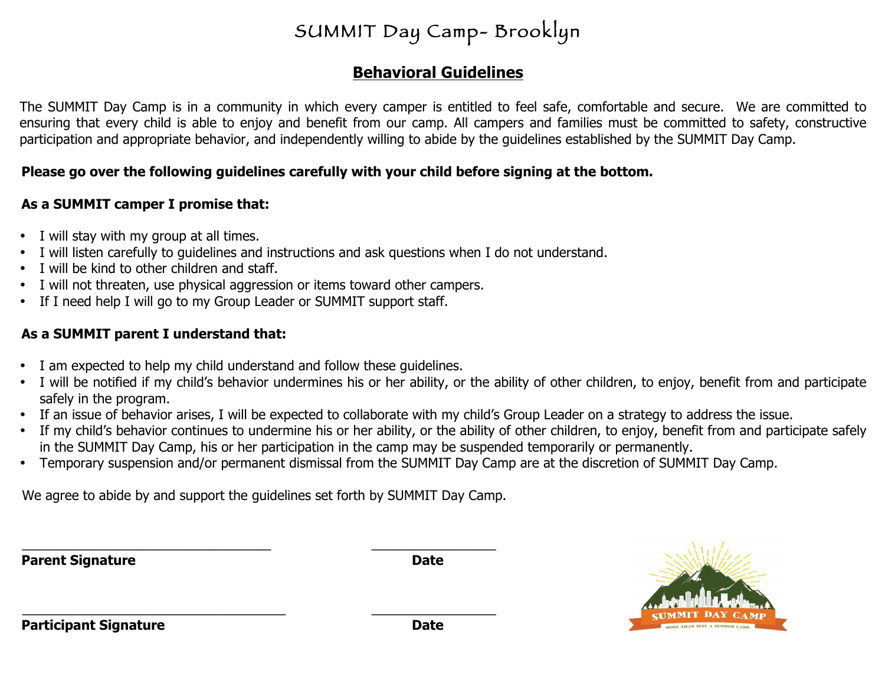# SUMMIT Day Camp- Brooklyn

## Behavioral Guidelines

The SUMMIT Day Camp is in a community in which every camper is entitled to feel safe, comfortable and secure. We are committed to ensuring that every child is able to enjoy and benefit from our camp. All campers and families must be committed to safety, constructive participation and appropriate behavior, and independently willing to abide by the guidelines established by the SUMMIT Day Camp.

**Please go over the following guidelines carefully with your child before signing at the bottom.**

**As a SUMMIT camper I promise that:**

- I will stay with my group at all times.
- I will listen carefully to guidelines and instructions and ask questions when I do not understand.
- I will be kind to other children and staff.
- I will not threaten, use physical aggression or items toward other campers.
- If I need help I will go to my Group Leader or SUMMIT support staff.

**As a SUMMIT parent I understand that:**

- I am expected to help my child understand and follow these guidelines.
- I will be notified if my child's behavior undermines his or her ability, or the ability of other children, to enjoy, benefit from and participate safely in the program.
- If an issue of behavior arises, I will be expected to collaborate with my child's Group Leader on a strategy to address the issue.
- If my child's behavior continues to undermine his or her ability, or the ability of other children, to enjoy, benefit from and participate safely in the SUMMIT Day Camp, his or her participation in the camp may be suspended temporarily or permanently.
- Temporary suspension and/or permanent dismissal from the SUMMIT Day Camp are at the discretion of SUMMIT Day Camp.

We agree to abide by and support the guidelines set forth by SUMMIT Day Camp.

_________________________________ _________________

**Parent Signature** **Date**

_________________________________ _________________

**Participant Signature** **Date**

SUMMIT DAY CAMP
MORE THAN JUST A SUMMER CAMP.